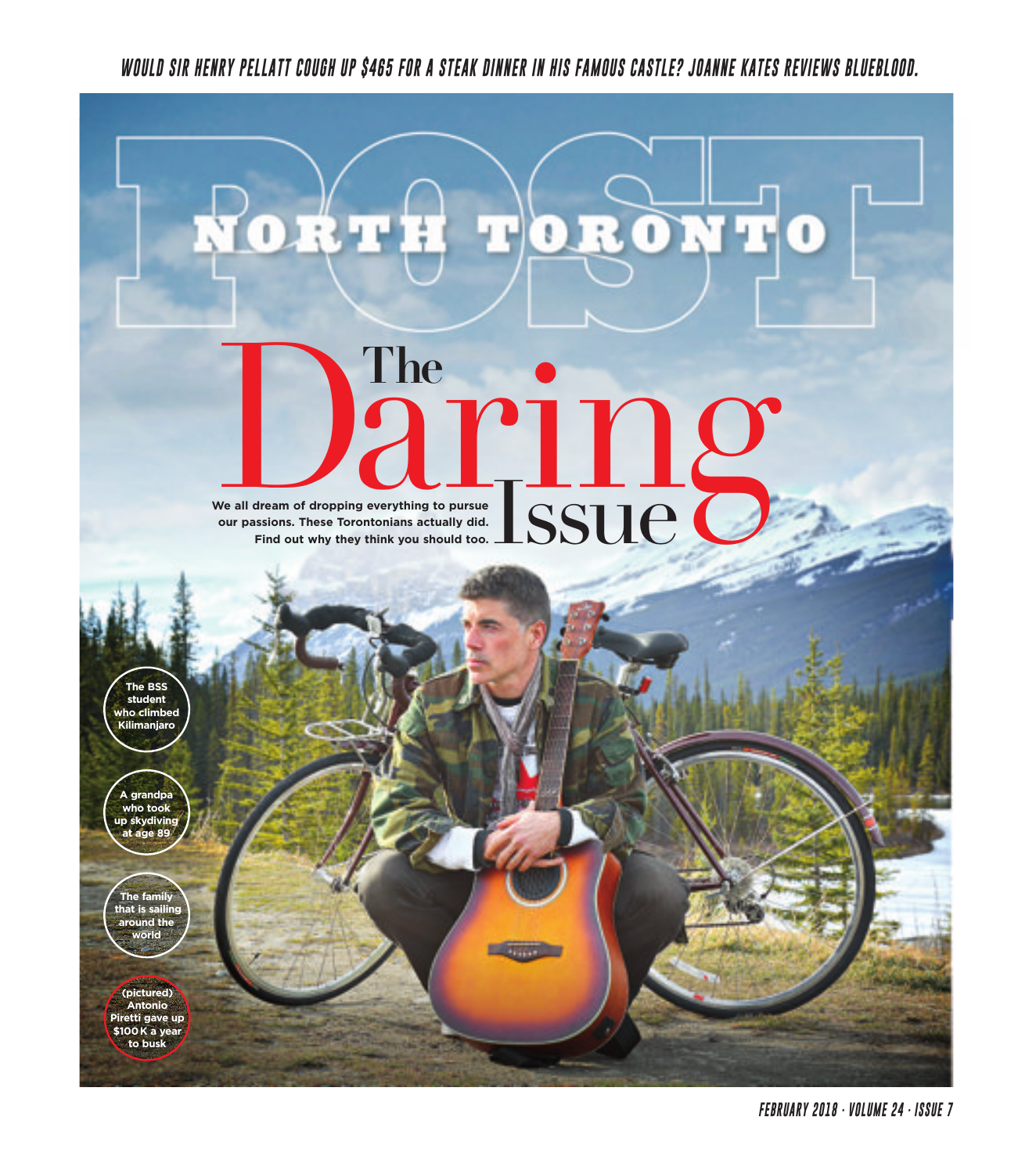*WOULD SIR HENRY PELLATT COUGH UP $465 FOR A STEAK DINNER IN HIS FAMOUS CASTLE? JOANNE KATES REVIEWS BLUEBLOOD.*

# NORTH TORONTO POST

# The Daring Issue

**We all dream of dropping everything to pursue our passions. These Torontonians actually did. Find out why they think you should too.**

**The BSS student who climbed Kilimanjaro**

**A grandpa who took up skydiving at age 89**

**The family that is sailing around the world**

**(pictured) Antonio Piretti gave up $100 K a year to busk**

*FEBRUARY 2018 · VOLUME 24 · ISSUE 7*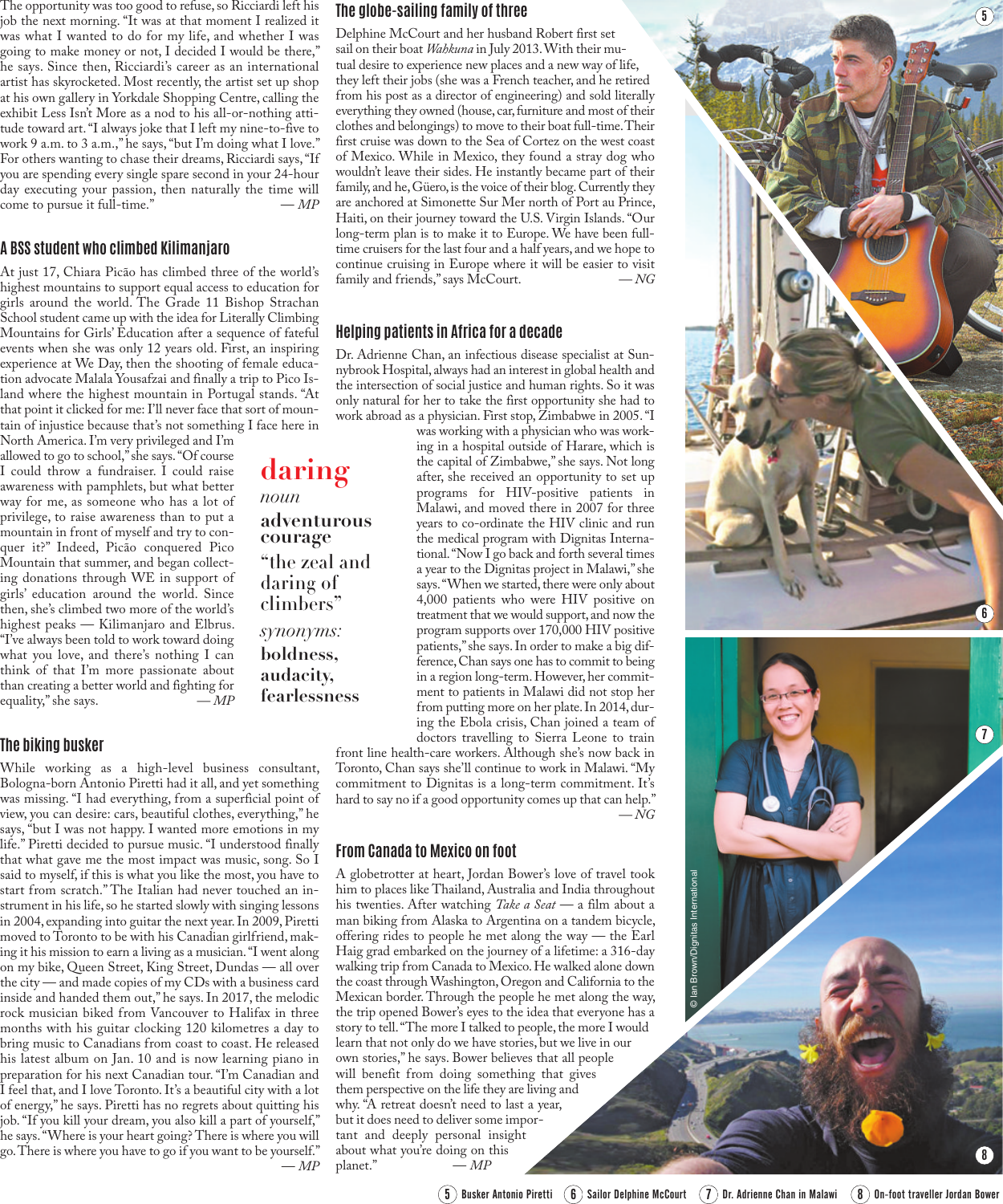The opportunity was too good to refuse, so Ricciardi left his job the next morning. "It was at that moment I realized it was what I wanted to do for my life, and whether I was going to make money or not, I decided I would be there," he says. Since then, Ricciardi's career as an international artist has skyrocketed. Most recently, the artist set up shop at his own gallery in Yorkdale Shopping Centre, calling the exhibit Less Isn't More as a nod to his all-or-nothing attitude toward art. "I always joke that I left my nine-to-five to work 9 a.m. to 3 a.m.," he says, "but I'm doing what I love." For others wanting to chase their dreams, Ricciardi says, "If you are spending every single spare second in your 24-hour day executing your passion, then naturally the time will come to pursue it full-time." — *MP*

## A BSS student who climbed Kilimanjaro

At just 17, Chiara Picão has climbed three of the world's highest mountains to support equal access to education for girls around the world. The Grade 11 Bishop Strachan School student came up with the idea for Literally Climbing Mountains for Girls' Education after a sequence of fateful events when she was only 12 years old. First, an inspiring experience at We Day, then the shooting of female education advocate Malala Yousafzai and finally a trip to Pico Island where the highest mountain in Portugal stands. "At that point it clicked for me: I'll never face that sort of mountain of injustice because that's not something I face here in North America. I'm very privileged and I'm allowed to go to school," she says. "Of course I could throw a fundraiser. I could raise awareness with pamphlets, but what better way for me, as someone who has a lot of privilege, to raise awareness than to put a mountain in front of myself and try to conquer it?" Indeed, Picão conquered Pico Mountain that summer, and began collecting donations through WE in support of girls' education around the world. Since then, she's climbed two more of the world's highest peaks — Kilimanjaro and Elbrus. "I've always been told to work toward doing what you love, and there's nothing I can think of that I'm more passionate about than creating a better world and fighting for equality," she says. — *MP*

**daring**
*noun*
**adventurous courage**
**"the zeal and daring of climbers"**
*synonyms:*
**boldness, audacity, fearlessness**

## The biking busker

While working as a high-level business consultant, Bologna-born Antonio Piretti had it all, and yet something was missing. "I had everything, from a superficial point of view, you can desire: cars, beautiful clothes, everything," he says, "but I was not happy. I wanted more emotions in my life." Piretti decided to pursue music. "I understood finally that what gave me the most impact was music, song. So I said to myself, if this is what you like the most, you have to start from scratch." The Italian had never touched an instrument in his life, so he started slowly with singing lessons in 2004, expanding into guitar the next year. In 2009, Piretti moved to Toronto to be with his Canadian girlfriend, making it his mission to earn a living as a musician. "I went along on my bike, Queen Street, King Street, Dundas — all over the city — and made copies of my CDs with a business card inside and handed them out," he says. In 2017, the melodic rock musician biked from Vancouver to Halifax in three months with his guitar clocking 120 kilometres a day to bring music to Canadians from coast to coast. He released his latest album on Jan. 10 and is now learning piano in preparation for his next Canadian tour. "I'm Canadian and I feel that, and I love Toronto. It's a beautiful city with a lot of energy," he says. Piretti has no regrets about quitting his job. "If you kill your dream, you also kill a part of yourself," he says. "Where is your heart going? There is where you will go. There is where you have to go if you want to be yourself." — *MP*

## The globe-sailing family of three

Delphine McCourt and her husband Robert first set sail on their boat *Wahkuna* in July 2013. With their mutual desire to experience new places and a new way of life, they left their jobs (she was a French teacher, and he retired from his post as a director of engineering) and sold literally everything they owned (house, car, furniture and most of their clothes and belongings) to move to their boat full-time. Their first cruise was down to the Sea of Cortez on the west coast of Mexico. While in Mexico, they found a stray dog who wouldn't leave their sides. He instantly became part of their family, and he, Güero, is the voice of their blog. Currently they are anchored at Simonette Sur Mer north of Port au Prince, Haiti, on their journey toward the U.S. Virgin Islands. "Our long-term plan is to make it to Europe. We have been full-time cruisers for the last four and a half years, and we hope to continue cruising in Europe where it will be easier to visit family and friends," says McCourt. — *NG*

## Helping patients in Africa for a decade

Dr. Adrienne Chan, an infectious disease specialist at Sunnybrook Hospital, always had an interest in global health and the intersection of social justice and human rights. So it was only natural for her to take the first opportunity she had to work abroad as a physician. First stop, Zimbabwe in 2005. "I was working with a physician who was working in a hospital outside of Harare, which is the capital of Zimbabwe," she says. Not long after, she received an opportunity to set up programs for HIV-positive patients in Malawi, and moved there in 2007 for three years to co-ordinate the HIV clinic and run the medical program with Dignitas International. "Now I go back and forth several times a year to the Dignitas project in Malawi," she says. "When we started, there were only about 4,000 patients who were HIV positive on treatment that we would support, and now the program supports over 170,000 HIV positive patients," she says. In order to make a big difference, Chan says one has to commit to being in a region long-term. However, her commitment to patients in Malawi did not stop her from putting more on her plate. In 2014, during the Ebola crisis, Chan joined a team of doctors travelling to Sierra Leone to train front line health-care workers. Although she's now back in Toronto, Chan says she'll continue to work in Malawi. "My commitment to Dignitas is a long-term commitment. It's hard to say no if a good opportunity comes up that can help." — *NG*

## From Canada to Mexico on foot

A globetrotter at heart, Jordan Bower's love of travel took him to places like Thailand, Australia and India throughout his twenties. After watching *Take a Seat* — a film about a man biking from Alaska to Argentina on a tandem bicycle, offering rides to people he met along the way — the Earl Haig grad embarked on the journey of a lifetime: a 316-day walking trip from Canada to Mexico. He walked alone down the coast through Washington, Oregon and California to the Mexican border. Through the people he met along the way, the trip opened Bower's eyes to the idea that everyone has a story to tell. "The more I talked to people, the more I would learn that not only do we have stories, but we live in our own stories," he says. Bower believes that all people will benefit from doing something that gives them perspective on the life they are living and why. "A retreat doesn't need to last a year, but it does need to deliver some important and deeply personal insight about what you're doing on this planet." — *MP*

© Ian Brown/Dignitas International

5 Busker Antonio Piretti 6 Sailor Delphine McCourt 7 Dr. Adrienne Chan in Malawi 8 On-foot traveller Jordan Bower